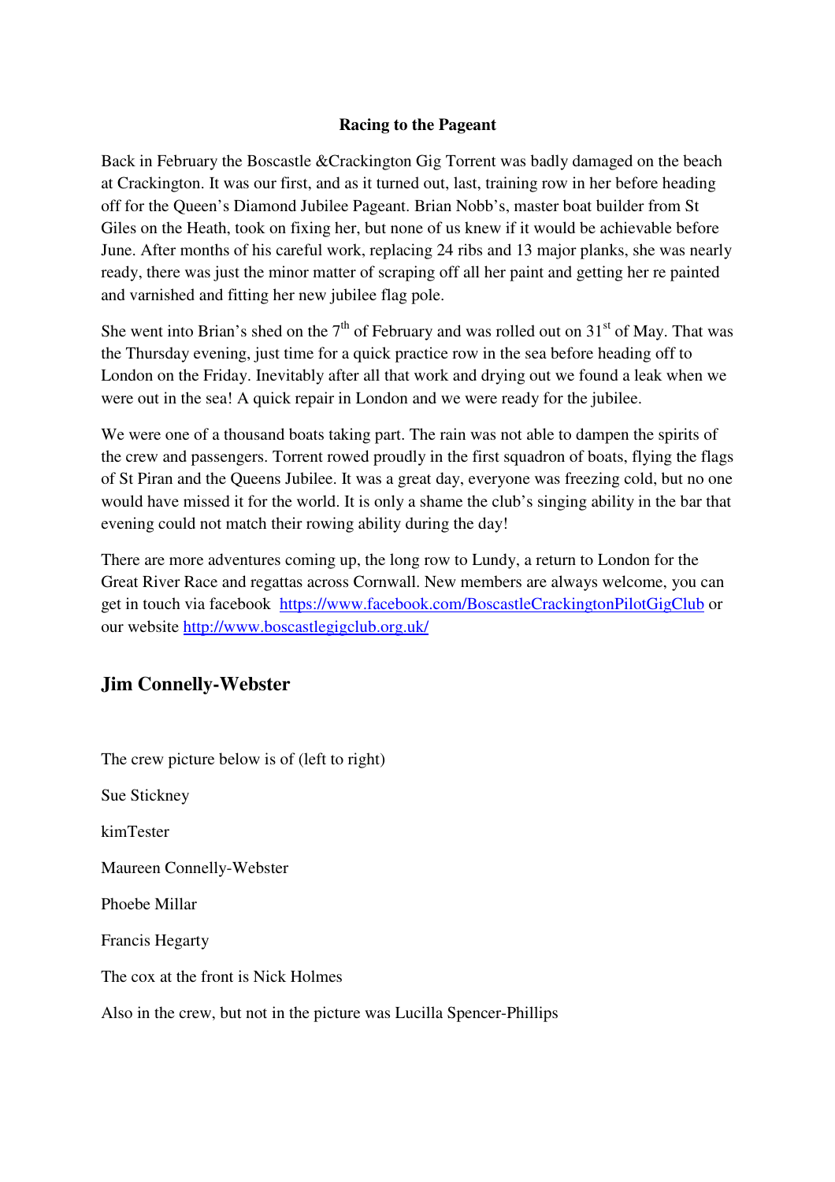**Racing to the Pageant**

Back in February the Boscastle &Crackington Gig Torrent was badly damaged on the beach at Crackington. It was our first, and as it turned out, last, training row in her before heading off for the Queen's Diamond Jubilee Pageant. Brian Nobb's, master boat builder from St Giles on the Heath, took on fixing her, but none of us knew if it would be achievable before June. After months of his careful work, replacing 24 ribs and 13 major planks, she was nearly ready, there was just the minor matter of scraping off all her paint and getting her re painted and varnished and fitting her new jubilee flag pole.

She went into Brian's shed on the 7th of February and was rolled out on 31st of May. That was the Thursday evening, just time for a quick practice row in the sea before heading off to London on the Friday. Inevitably after all that work and drying out we found a leak when we were out in the sea! A quick repair in London and we were ready for the jubilee.

We were one of a thousand boats taking part. The rain was not able to dampen the spirits of the crew and passengers. Torrent rowed proudly in the first squadron of boats, flying the flags of St Piran and the Queens Jubilee. It was a great day, everyone was freezing cold, but no one would have missed it for the world. It is only a shame the club's singing ability in the bar that evening could not match their rowing ability during the day!

There are more adventures coming up, the long row to Lundy, a return to London for the Great River Race and regattas across Cornwall. New members are always welcome, you can get in touch via facebook https://www.facebook.com/BoscastleCrackingtonPilotGigClub or our website http://www.boscastlegigclub.org.uk/

## Jim Connelly-Webster

The crew picture below is of (left to right)

Sue Stickney

kimTester

Maureen Connelly-Webster

Phoebe Millar

Francis Hegarty

The cox at the front is Nick Holmes

Also in the crew, but not in the picture was Lucilla Spencer-Phillips